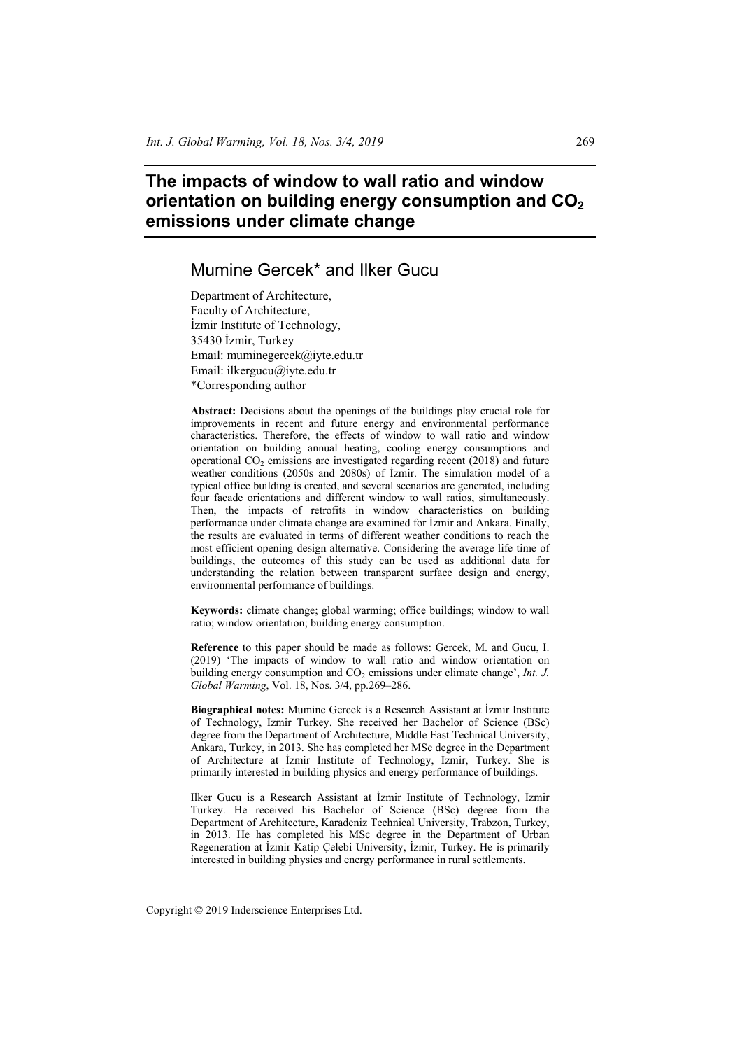# The impacts of window to wall ratio and window orientation on building energy consumption and $CO_2$ emissions under climate change

## Mumine Gercek* and Ilker Gucu

Department of Architecture,
Faculty of Architecture,
İzmir Institute of Technology,
35430 İzmir, Turkey
Email: muminegercek@iyte.edu.tr
Email: ilkergucu@iyte.edu.tr
*Corresponding author

**Abstract:** Decisions about the openings of the buildings play crucial role for improvements in recent and future energy and environmental performance characteristics. Therefore, the effects of window to wall ratio and window orientation on building annual heating, cooling energy consumptions and operational $CO_2$ emissions are investigated regarding recent (2018) and future weather conditions (2050s and 2080s) of İzmir. The simulation model of a typical office building is created, and several scenarios are generated, including four facade orientations and different window to wall ratios, simultaneously. Then, the impacts of retrofits in window characteristics on building performance under climate change are examined for İzmir and Ankara. Finally, the results are evaluated in terms of different weather conditions to reach the most efficient opening design alternative. Considering the average life time of buildings, the outcomes of this study can be used as additional data for understanding the relation between transparent surface design and energy, environmental performance of buildings.

**Keywords:** climate change; global warming; office buildings; window to wall ratio; window orientation; building energy consumption.

**Reference** to this paper should be made as follows: Gercek, M. and Gucu, I. (2019) 'The impacts of window to wall ratio and window orientation on building energy consumption and $CO_2$ emissions under climate change', *Int. J. Global Warming*, Vol. 18, Nos. 3/4, pp.269–286.

**Biographical notes:** Mumine Gercek is a Research Assistant at İzmir Institute of Technology, İzmir Turkey. She received her Bachelor of Science (BSc) degree from the Department of Architecture, Middle East Technical University, Ankara, Turkey, in 2013. She has completed her MSc degree in the Department of Architecture at İzmir Institute of Technology, İzmir, Turkey. She is primarily interested in building physics and energy performance of buildings.

Ilker Gucu is a Research Assistant at İzmir Institute of Technology, İzmir Turkey. He received his Bachelor of Science (BSc) degree from the Department of Architecture, Karadeniz Technical University, Trabzon, Turkey, in 2013. He has completed his MSc degree in the Department of Urban Regeneration at İzmir Katip Çelebi University, İzmir, Turkey. He is primarily interested in building physics and energy performance in rural settlements.

Copyright © 2019 Inderscience Enterprises Ltd.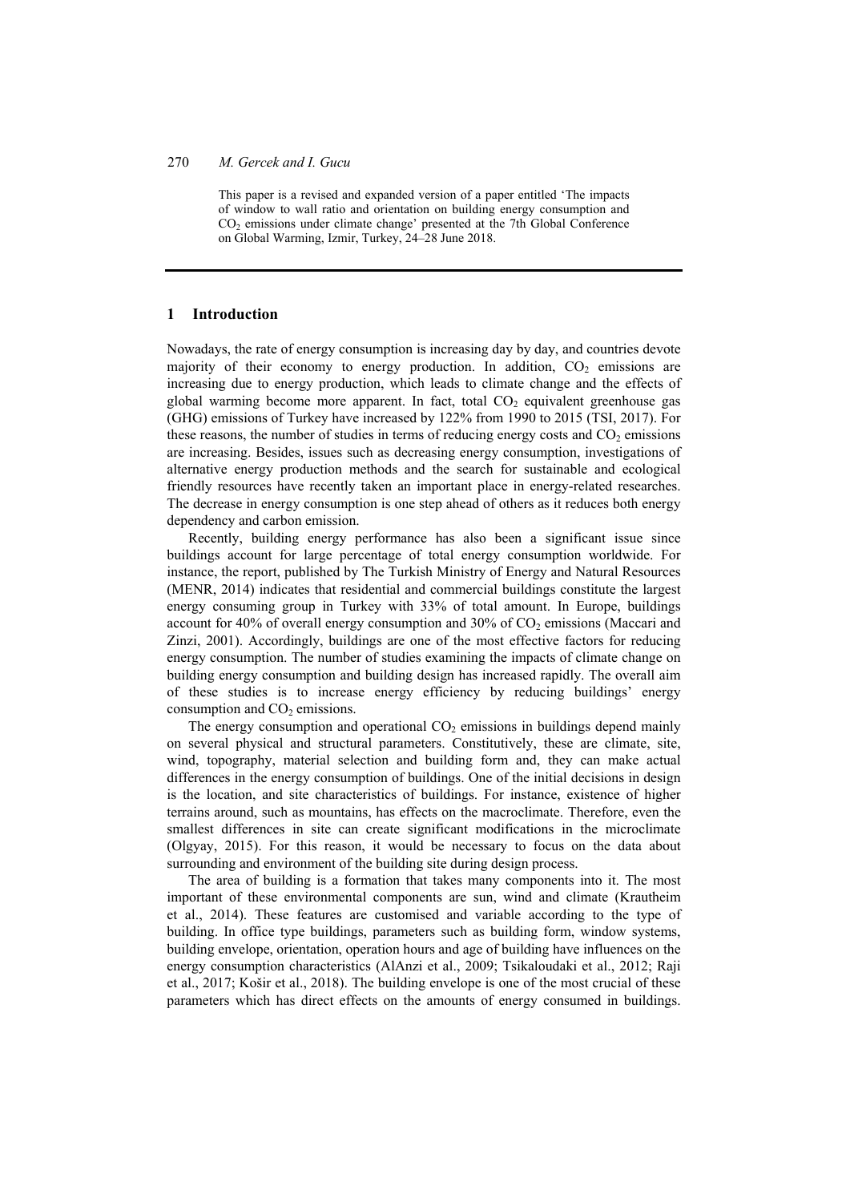This paper is a revised and expanded version of a paper entitled 'The impacts of window to wall ratio and orientation on building energy consumption and $CO_2$ emissions under climate change' presented at the 7th Global Conference on Global Warming, Izmir, Turkey, 24–28 June 2018.

## 1 Introduction

Nowadays, the rate of energy consumption is increasing day by day, and countries devote majority of their economy to energy production. In addition, $CO_2$ emissions are increasing due to energy production, which leads to climate change and the effects of global warming become more apparent. In fact, total $CO_2$ equivalent greenhouse gas (GHG) emissions of Turkey have increased by 122% from 1990 to 2015 (TSI, 2017). For these reasons, the number of studies in terms of reducing energy costs and $CO_2$ emissions are increasing. Besides, issues such as decreasing energy consumption, investigations of alternative energy production methods and the search for sustainable and ecological friendly resources have recently taken an important place in energy-related researches. The decrease in energy consumption is one step ahead of others as it reduces both energy dependency and carbon emission.

Recently, building energy performance has also been a significant issue since buildings account for large percentage of total energy consumption worldwide. For instance, the report, published by The Turkish Ministry of Energy and Natural Resources (MENR, 2014) indicates that residential and commercial buildings constitute the largest energy consuming group in Turkey with 33% of total amount. In Europe, buildings account for 40% of overall energy consumption and 30% of $CO_2$ emissions (Maccari and Zinzi, 2001). Accordingly, buildings are one of the most effective factors for reducing energy consumption. The number of studies examining the impacts of climate change on building energy consumption and building design has increased rapidly. The overall aim of these studies is to increase energy efficiency by reducing buildings' energy consumption and $CO_2$ emissions.

The energy consumption and operational $CO_2$ emissions in buildings depend mainly on several physical and structural parameters. Constitutively, these are climate, site, wind, topography, material selection and building form and, they can make actual differences in the energy consumption of buildings. One of the initial decisions in design is the location, and site characteristics of buildings. For instance, existence of higher terrains around, such as mountains, has effects on the macroclimate. Therefore, even the smallest differences in site can create significant modifications in the microclimate (Olgyay, 2015). For this reason, it would be necessary to focus on the data about surrounding and environment of the building site during design process.

The area of building is a formation that takes many components into it. The most important of these environmental components are sun, wind and climate (Krautheim et al., 2014). These features are customised and variable according to the type of building. In office type buildings, parameters such as building form, window systems, building envelope, orientation, operation hours and age of building have influences on the energy consumption characteristics (AlAnzi et al., 2009; Tsikaloudaki et al., 2012; Raji et al., 2017; Košir et al., 2018). The building envelope is one of the most crucial of these parameters which has direct effects on the amounts of energy consumed in buildings.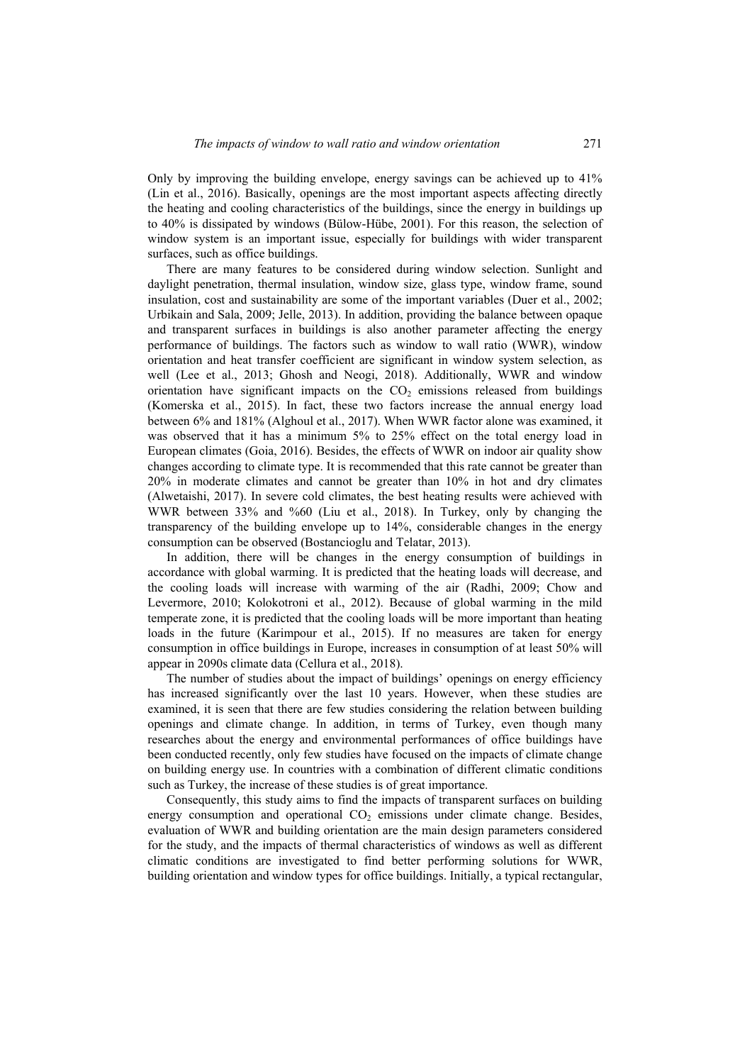Only by improving the building envelope, energy savings can be achieved up to 41% (Lin et al., 2016). Basically, openings are the most important aspects affecting directly the heating and cooling characteristics of the buildings, since the energy in buildings up to 40% is dissipated by windows (Bülow-Hübe, 2001). For this reason, the selection of window system is an important issue, especially for buildings with wider transparent surfaces, such as office buildings.

There are many features to be considered during window selection. Sunlight and daylight penetration, thermal insulation, window size, glass type, window frame, sound insulation, cost and sustainability are some of the important variables (Duer et al., 2002; Urbikain and Sala, 2009; Jelle, 2013). In addition, providing the balance between opaque and transparent surfaces in buildings is also another parameter affecting the energy performance of buildings. The factors such as window to wall ratio (WWR), window orientation and heat transfer coefficient are significant in window system selection, as well (Lee et al., 2013; Ghosh and Neogi, 2018). Additionally, WWR and window orientation have significant impacts on the $CO_2$ emissions released from buildings (Komerska et al., 2015). In fact, these two factors increase the annual energy load between 6% and 181% (Alghoul et al., 2017). When WWR factor alone was examined, it was observed that it has a minimum 5% to 25% effect on the total energy load in European climates (Goia, 2016). Besides, the effects of WWR on indoor air quality show changes according to climate type. It is recommended that this rate cannot be greater than 20% in moderate climates and cannot be greater than 10% in hot and dry climates (Alwetaishi, 2017). In severe cold climates, the best heating results were achieved with WWR between 33% and %60 (Liu et al., 2018). In Turkey, only by changing the transparency of the building envelope up to 14%, considerable changes in the energy consumption can be observed (Bostancioglu and Telatar, 2013).

In addition, there will be changes in the energy consumption of buildings in accordance with global warming. It is predicted that the heating loads will decrease, and the cooling loads will increase with warming of the air (Radhi, 2009; Chow and Levermore, 2010; Kolokotroni et al., 2012). Because of global warming in the mild temperate zone, it is predicted that the cooling loads will be more important than heating loads in the future (Karimpour et al., 2015). If no measures are taken for energy consumption in office buildings in Europe, increases in consumption of at least 50% will appear in 2090s climate data (Cellura et al., 2018).

The number of studies about the impact of buildings' openings on energy efficiency has increased significantly over the last 10 years. However, when these studies are examined, it is seen that there are few studies considering the relation between building openings and climate change. In addition, in terms of Turkey, even though many researches about the energy and environmental performances of office buildings have been conducted recently, only few studies have focused on the impacts of climate change on building energy use. In countries with a combination of different climatic conditions such as Turkey, the increase of these studies is of great importance.

Consequently, this study aims to find the impacts of transparent surfaces on building energy consumption and operational $CO_2$ emissions under climate change. Besides, evaluation of WWR and building orientation are the main design parameters considered for the study, and the impacts of thermal characteristics of windows as well as different climatic conditions are investigated to find better performing solutions for WWR, building orientation and window types for office buildings. Initially, a typical rectangular,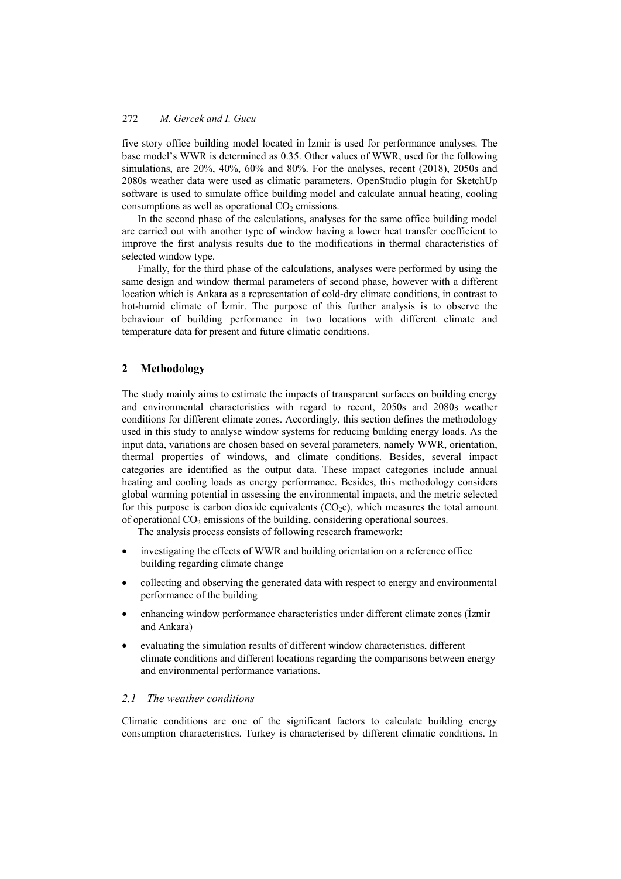five story office building model located in İzmir is used for performance analyses. The base model's WWR is determined as 0.35. Other values of WWR, used for the following simulations, are 20%, 40%, 60% and 80%. For the analyses, recent (2018), 2050s and 2080s weather data were used as climatic parameters. OpenStudio plugin for SketchUp software is used to simulate office building model and calculate annual heating, cooling consumptions as well as operational $CO_2$ emissions.

In the second phase of the calculations, analyses for the same office building model are carried out with another type of window having a lower heat transfer coefficient to improve the first analysis results due to the modifications in thermal characteristics of selected window type.

Finally, for the third phase of the calculations, analyses were performed by using the same design and window thermal parameters of second phase, however with a different location which is Ankara as a representation of cold-dry climate conditions, in contrast to hot-humid climate of İzmir. The purpose of this further analysis is to observe the behaviour of building performance in two locations with different climate and temperature data for present and future climatic conditions.

## 2 Methodology

The study mainly aims to estimate the impacts of transparent surfaces on building energy and environmental characteristics with regard to recent, 2050s and 2080s weather conditions for different climate zones. Accordingly, this section defines the methodology used in this study to analyse window systems for reducing building energy loads. As the input data, variations are chosen based on several parameters, namely WWR, orientation, thermal properties of windows, and climate conditions. Besides, several impact categories are identified as the output data. These impact categories include annual heating and cooling loads as energy performance. Besides, this methodology considers global warming potential in assessing the environmental impacts, and the metric selected for this purpose is carbon dioxide equivalents ($CO_2e$), which measures the total amount of operational $CO_2$ emissions of the building, considering operational sources.

The analysis process consists of following research framework:

- investigating the effects of WWR and building orientation on a reference office building regarding climate change
- collecting and observing the generated data with respect to energy and environmental performance of the building
- enhancing window performance characteristics under different climate zones (İzmir and Ankara)
- evaluating the simulation results of different window characteristics, different climate conditions and different locations regarding the comparisons between energy and environmental performance variations.

### 2.1 The weather conditions

Climatic conditions are one of the significant factors to calculate building energy consumption characteristics. Turkey is characterised by different climatic conditions. In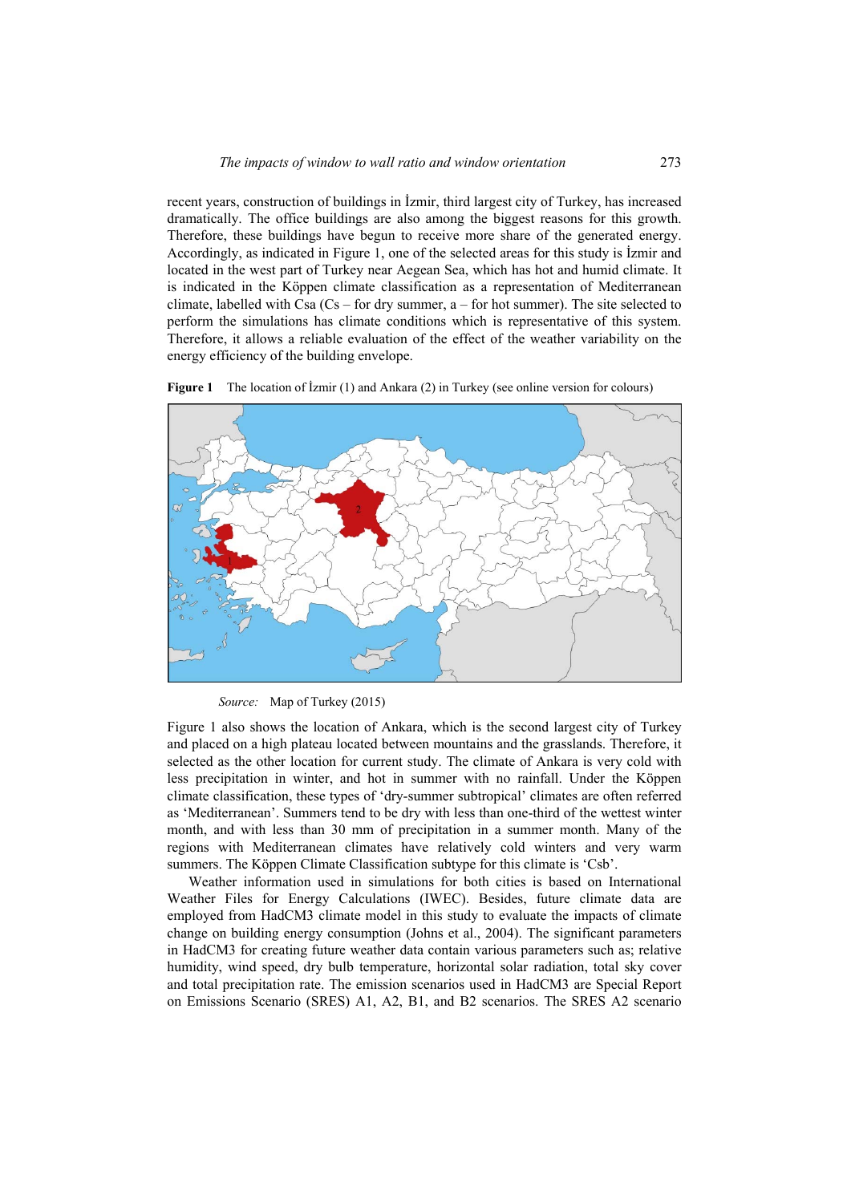recent years, construction of buildings in İzmir, third largest city of Turkey, has increased dramatically. The office buildings are also among the biggest reasons for this growth. Therefore, these buildings have begun to receive more share of the generated energy. Accordingly, as indicated in Figure 1, one of the selected areas for this study is İzmir and located in the west part of Turkey near Aegean Sea, which has hot and humid climate. It is indicated in the Köppen climate classification as a representation of Mediterranean climate, labelled with Csa (Cs – for dry summer, a – for hot summer). The site selected to perform the simulations has climate conditions which is representative of this system. Therefore, it allows a reliable evaluation of the effect of the weather variability on the energy efficiency of the building envelope.

**Figure 1** The location of İzmir (1) and Ankara (2) in Turkey (see online version for colours)

*Source:* Map of Turkey (2015)

Figure 1 also shows the location of Ankara, which is the second largest city of Turkey and placed on a high plateau located between mountains and the grasslands. Therefore, it selected as the other location for current study. The climate of Ankara is very cold with less precipitation in winter, and hot in summer with no rainfall. Under the Köppen climate classification, these types of 'dry-summer subtropical' climates are often referred as 'Mediterranean'. Summers tend to be dry with less than one-third of the wettest winter month, and with less than 30 mm of precipitation in a summer month. Many of the regions with Mediterranean climates have relatively cold winters and very warm summers. The Köppen Climate Classification subtype for this climate is 'Csb'.

Weather information used in simulations for both cities is based on International Weather Files for Energy Calculations (IWEC). Besides, future climate data are employed from HadCM3 climate model in this study to evaluate the impacts of climate change on building energy consumption (Johns et al., 2004). The significant parameters in HadCM3 for creating future weather data contain various parameters such as; relative humidity, wind speed, dry bulb temperature, horizontal solar radiation, total sky cover and total precipitation rate. The emission scenarios used in HadCM3 are Special Report on Emissions Scenario (SRES) A1, A2, B1, and B2 scenarios. The SRES A2 scenario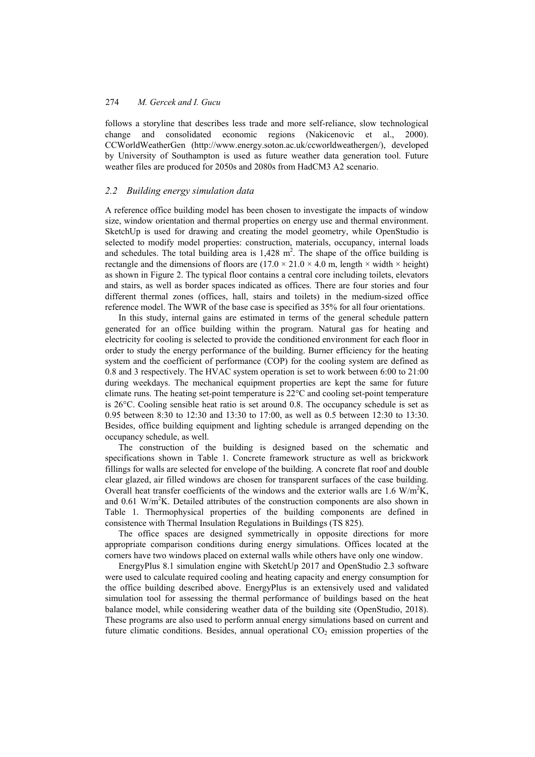follows a storyline that describes less trade and more self-reliance, slow technological change and consolidated economic regions (Nakicenovic et al., 2000). CCWorldWeatherGen (http://www.energy.soton.ac.uk/ccworldweathergen/), developed by University of Southampton is used as future weather data generation tool. Future weather files are produced for 2050s and 2080s from HadCM3 A2 scenario.

### *2.2 Building energy simulation data*

A reference office building model has been chosen to investigate the impacts of window size, window orientation and thermal properties on energy use and thermal environment. SketchUp is used for drawing and creating the model geometry, while OpenStudio is selected to modify model properties: construction, materials, occupancy, internal loads and schedules. The total building area is 1,428 $m^2$. The shape of the office building is rectangle and the dimensions of floors are ($17.0 \times 21.0 \times 4.0$ m, length × width × height) as shown in Figure 2. The typical floor contains a central core including toilets, elevators and stairs, as well as border spaces indicated as offices. There are four stories and four different thermal zones (offices, hall, stairs and toilets) in the medium-sized office reference model. The WWR of the base case is specified as 35% for all four orientations.

In this study, internal gains are estimated in terms of the general schedule pattern generated for an office building within the program. Natural gas for heating and electricity for cooling is selected to provide the conditioned environment for each floor in order to study the energy performance of the building. Burner efficiency for the heating system and the coefficient of performance (COP) for the cooling system are defined as 0.8 and 3 respectively. The HVAC system operation is set to work between 6:00 to 21:00 during weekdays. The mechanical equipment properties are kept the same for future climate runs. The heating set-point temperature is 22°C and cooling set-point temperature is 26°C. Cooling sensible heat ratio is set around 0.8. The occupancy schedule is set as 0.95 between 8:30 to 12:30 and 13:30 to 17:00, as well as 0.5 between 12:30 to 13:30. Besides, office building equipment and lighting schedule is arranged depending on the occupancy schedule, as well.

The construction of the building is designed based on the schematic and specifications shown in Table 1. Concrete framework structure as well as brickwork fillings for walls are selected for envelope of the building. A concrete flat roof and double clear glazed, air filled windows are chosen for transparent surfaces of the case building. Overall heat transfer coefficients of the windows and the exterior walls are 1.6 $W/m^2K$, and 0.61 $W/m^2K$. Detailed attributes of the construction components are also shown in Table 1. Thermophysical properties of the building components are defined in consistence with Thermal Insulation Regulations in Buildings (TS 825).

The office spaces are designed symmetrically in opposite directions for more appropriate comparison conditions during energy simulations. Offices located at the corners have two windows placed on external walls while others have only one window.

EnergyPlus 8.1 simulation engine with SketchUp 2017 and OpenStudio 2.3 software were used to calculate required cooling and heating capacity and energy consumption for the office building described above. EnergyPlus is an extensively used and validated simulation tool for assessing the thermal performance of buildings based on the heat balance model, while considering weather data of the building site (OpenStudio, 2018). These programs are also used to perform annual energy simulations based on current and future climatic conditions. Besides, annual operational $CO_2$ emission properties of the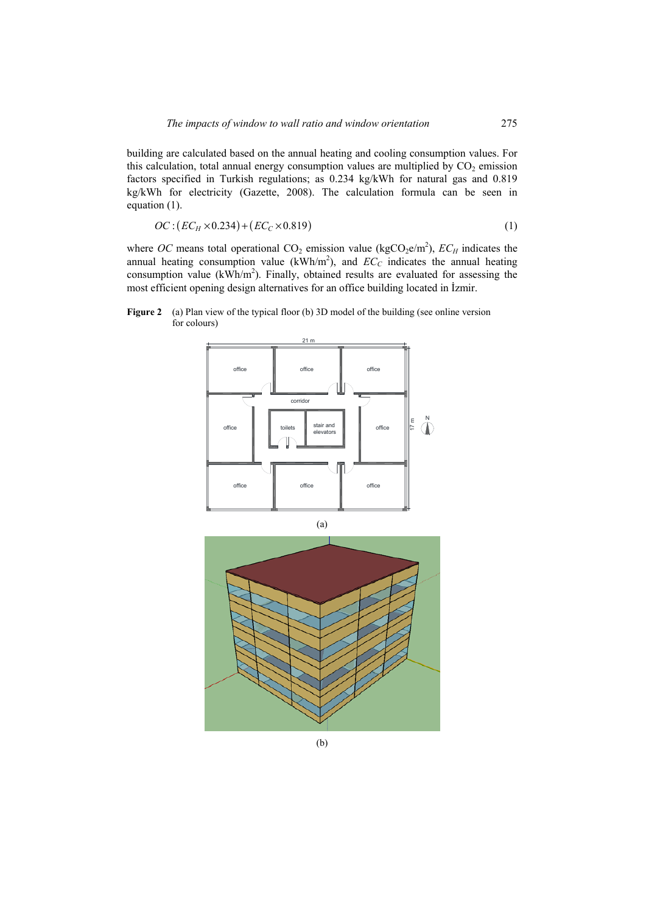building are calculated based on the annual heating and cooling consumption values. For this calculation, total annual energy consumption values are multiplied by $CO_2$ emission factors specified in Turkish regulations; as 0.234 kg/kWh for natural gas and 0.819 kg/kWh for electricity (Gazette, 2008). The calculation formula can be seen in equation (1).

$$OC : (EC_H \times 0.234) + (EC_C \times 0.819) \tag{1}$$

where *OC* means total operational $CO_2$ emission value ($kgCO_2e/m^2$), $EC_H$ indicates the annual heating consumption value ($kWh/m^2$), and $EC_C$ indicates the annual heating consumption value ($kWh/m^2$). Finally, obtained results are evaluated for assessing the most efficient opening design alternatives for an office building located in İzmir.

**Figure 2** (a) Plan view of the typical floor (b) 3D model of the building (see online version for colours)

(a)

(b)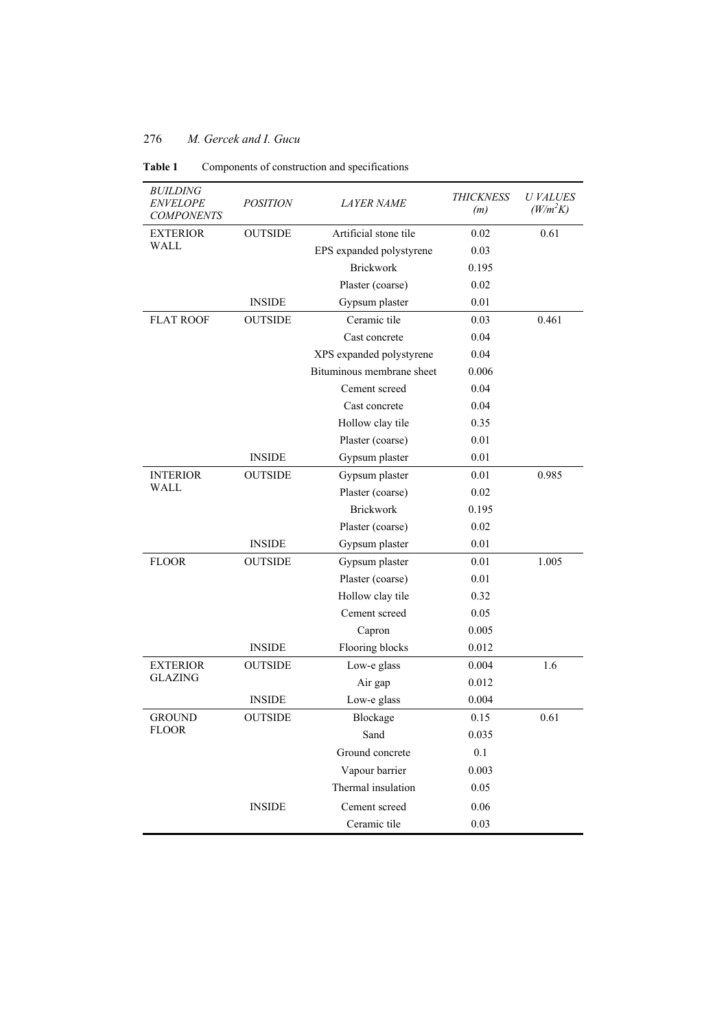**Table 1** Components of construction and specifications

| *BUILDING ENVELOPE COMPONENTS* | *POSITION* | *LAYER NAME* | *THICKNESS (m)* | *U VALUES ($W/m^2K$)* |
|---|---|---|---|---|
| EXTERIOR WALL | OUTSIDE | Artificial stone tile | 0.02 | 0.61 |
| | | EPS expanded polystyrene | 0.03 | |
| | | Brickwork | 0.195 | |
| | | Plaster (coarse) | 0.02 | |
| | INSIDE | Gypsum plaster | 0.01 | |
| FLAT ROOF | OUTSIDE | Ceramic tile | 0.03 | 0.461 |
| | | Cast concrete | 0.04 | |
| | | XPS expanded polystyrene | 0.04 | |
| | | Bituminous membrane sheet | 0.006 | |
| | | Cement screed | 0.04 | |
| | | Cast concrete | 0.04 | |
| | | Hollow clay tile | 0.35 | |
| | | Plaster (coarse) | 0.01 | |
| | INSIDE | Gypsum plaster | 0.01 | |
| INTERIOR WALL | OUTSIDE | Gypsum plaster | 0.01 | 0.985 |
| | | Plaster (coarse) | 0.02 | |
| | | Brickwork | 0.195 | |
| | | Plaster (coarse) | 0.02 | |
| | INSIDE | Gypsum plaster | 0.01 | |
| FLOOR | OUTSIDE | Gypsum plaster | 0.01 | 1.005 |
| | | Plaster (coarse) | 0.01 | |
| | | Hollow clay tile | 0.32 | |
| | | Cement screed | 0.05 | |
| | | Capron | 0.005 | |
| | INSIDE | Flooring blocks | 0.012 | |
| EXTERIOR GLAZING | OUTSIDE | Low-e glass | 0.004 | 1.6 |
| | | Air gap | 0.012 | |
| | INSIDE | Low-e glass | 0.004 | |
| GROUND FLOOR | OUTSIDE | Blockage | 0.15 | 0.61 |
| | | Sand | 0.035 | |
| | | Ground concrete | 0.1 | |
| | | Vapour barrier | 0.003 | |
| | | Thermal insulation | 0.05 | |
| | INSIDE | Cement screed | 0.06 | |
| | | Ceramic tile | 0.03 | |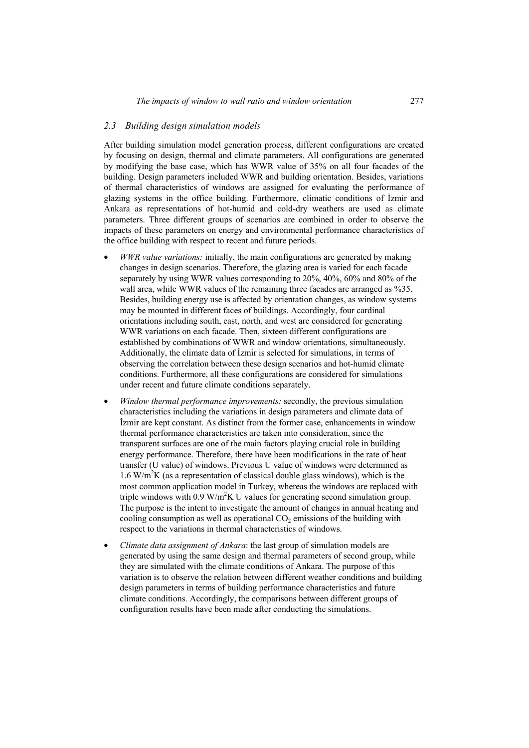### *2.3 Building design simulation models*

After building simulation model generation process, different configurations are created by focusing on design, thermal and climate parameters. All configurations are generated by modifying the base case, which has WWR value of 35% on all four facades of the building. Design parameters included WWR and building orientation. Besides, variations of thermal characteristics of windows are assigned for evaluating the performance of glazing systems in the office building. Furthermore, climatic conditions of İzmir and Ankara as representations of hot-humid and cold-dry weathers are used as climate parameters. Three different groups of scenarios are combined in order to observe the impacts of these parameters on energy and environmental performance characteristics of the office building with respect to recent and future periods.

- *WWR value variations:* initially, the main configurations are generated by making changes in design scenarios. Therefore, the glazing area is varied for each facade separately by using WWR values corresponding to 20%, 40%, 60% and 80% of the wall area, while WWR values of the remaining three facades are arranged as %35. Besides, building energy use is affected by orientation changes, as window systems may be mounted in different faces of buildings. Accordingly, four cardinal orientations including south, east, north, and west are considered for generating WWR variations on each facade. Then, sixteen different configurations are established by combinations of WWR and window orientations, simultaneously. Additionally, the climate data of İzmir is selected for simulations, in terms of observing the correlation between these design scenarios and hot-humid climate conditions. Furthermore, all these configurations are considered for simulations under recent and future climate conditions separately.
- *Window thermal performance improvements:* secondly, the previous simulation characteristics including the variations in design parameters and climate data of İzmir are kept constant. As distinct from the former case, enhancements in window thermal performance characteristics are taken into consideration, since the transparent surfaces are one of the main factors playing crucial role in building energy performance. Therefore, there have been modifications in the rate of heat transfer (U value) of windows. Previous U value of windows were determined as 1.6 $W/m^2K$ (as a representation of classical double glass windows), which is the most common application model in Turkey, whereas the windows are replaced with triple windows with 0.9 $W/m^2K$ U values for generating second simulation group. The purpose is the intent to investigate the amount of changes in annual heating and cooling consumption as well as operational $CO_2$ emissions of the building with respect to the variations in thermal characteristics of windows.
- *Climate data assignment of Ankara*: the last group of simulation models are generated by using the same design and thermal parameters of second group, while they are simulated with the climate conditions of Ankara. The purpose of this variation is to observe the relation between different weather conditions and building design parameters in terms of building performance characteristics and future climate conditions. Accordingly, the comparisons between different groups of configuration results have been made after conducting the simulations.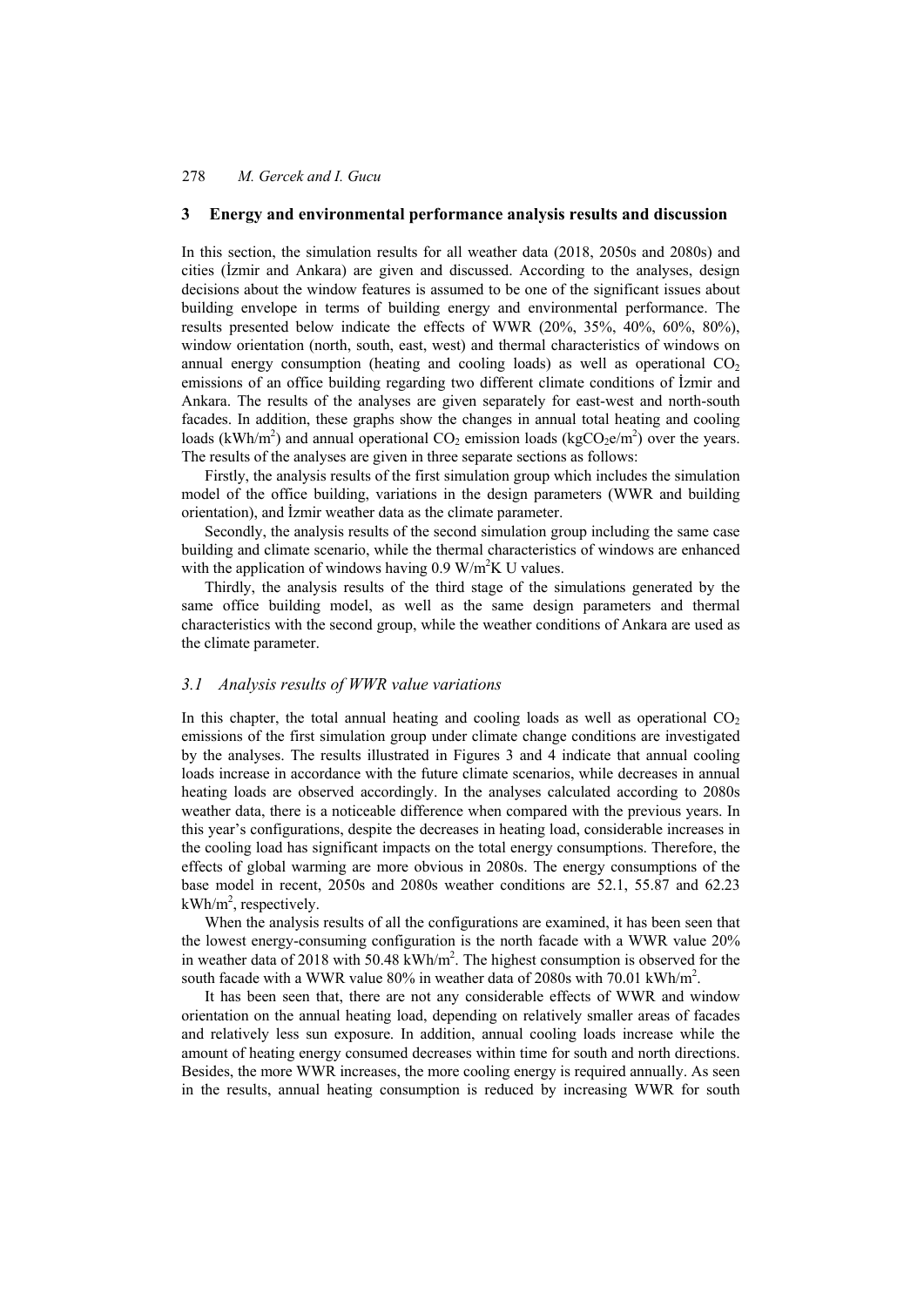## 3 Energy and environmental performance analysis results and discussion

In this section, the simulation results for all weather data (2018, 2050s and 2080s) and cities (İzmir and Ankara) are given and discussed. According to the analyses, design decisions about the window features is assumed to be one of the significant issues about building envelope in terms of building energy and environmental performance. The results presented below indicate the effects of WWR (20%, 35%, 40%, 60%, 80%), window orientation (north, south, east, west) and thermal characteristics of windows on annual energy consumption (heating and cooling loads) as well as operational $CO_2$ emissions of an office building regarding two different climate conditions of İzmir and Ankara. The results of the analyses are given separately for east-west and north-south facades. In addition, these graphs show the changes in annual total heating and cooling loads (kWh/m$^2$) and annual operational $CO_2$ emission loads (kg$CO_2$e/m$^2$) over the years. The results of the analyses are given in three separate sections as follows:

Firstly, the analysis results of the first simulation group which includes the simulation model of the office building, variations in the design parameters (WWR and building orientation), and İzmir weather data as the climate parameter.

Secondly, the analysis results of the second simulation group including the same case building and climate scenario, while the thermal characteristics of windows are enhanced with the application of windows having 0.9 W/m$^2$K U values.

Thirdly, the analysis results of the third stage of the simulations generated by the same office building model, as well as the same design parameters and thermal characteristics with the second group, while the weather conditions of Ankara are used as the climate parameter.

### *3.1 Analysis results of WWR value variations*

In this chapter, the total annual heating and cooling loads as well as operational $CO_2$ emissions of the first simulation group under climate change conditions are investigated by the analyses. The results illustrated in Figures 3 and 4 indicate that annual cooling loads increase in accordance with the future climate scenarios, while decreases in annual heating loads are observed accordingly. In the analyses calculated according to 2080s weather data, there is a noticeable difference when compared with the previous years. In this year's configurations, despite the decreases in heating load, considerable increases in the cooling load has significant impacts on the total energy consumptions. Therefore, the effects of global warming are more obvious in 2080s. The energy consumptions of the base model in recent, 2050s and 2080s weather conditions are 52.1, 55.87 and 62.23 kWh/m$^2$, respectively.

When the analysis results of all the configurations are examined, it has been seen that the lowest energy-consuming configuration is the north facade with a WWR value 20% in weather data of 2018 with 50.48 kWh/m$^2$. The highest consumption is observed for the south facade with a WWR value 80% in weather data of 2080s with 70.01 kWh/m$^2$.

It has been seen that, there are not any considerable effects of WWR and window orientation on the annual heating load, depending on relatively smaller areas of facades and relatively less sun exposure. In addition, annual cooling loads increase while the amount of heating energy consumed decreases within time for south and north directions. Besides, the more WWR increases, the more cooling energy is required annually. As seen in the results, annual heating consumption is reduced by increasing WWR for south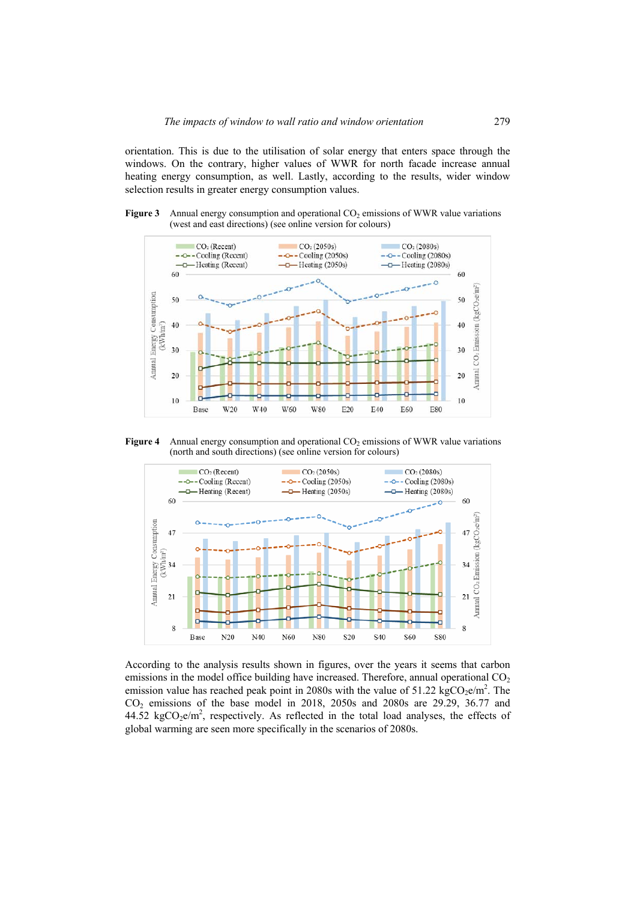orientation. This is due to the utilisation of solar energy that enters space through the windows. On the contrary, higher values of WWR for north facade increase annual heating energy consumption, as well. Lastly, according to the results, wider window selection results in greater energy consumption values.

**Figure 3** Annual energy consumption and operational $CO_2$ emissions of WWR value variations (west and east directions) (see online version for colours)

**Figure 4** Annual energy consumption and operational $CO_2$ emissions of WWR value variations (north and south directions) (see online version for colours)

According to the analysis results shown in figures, over the years it seems that carbon emissions in the model office building have increased. Therefore, annual operational $CO_2$ emission value has reached peak point in 2080s with the value of 51.22 $kgCO_2e/m^2$. The $CO_2$ emissions of the base model in 2018, 2050s and 2080s are 29.29, 36.77 and 44.52 $kgCO_2e/m^2$, respectively. As reflected in the total load analyses, the effects of global warming are seen more specifically in the scenarios of 2080s.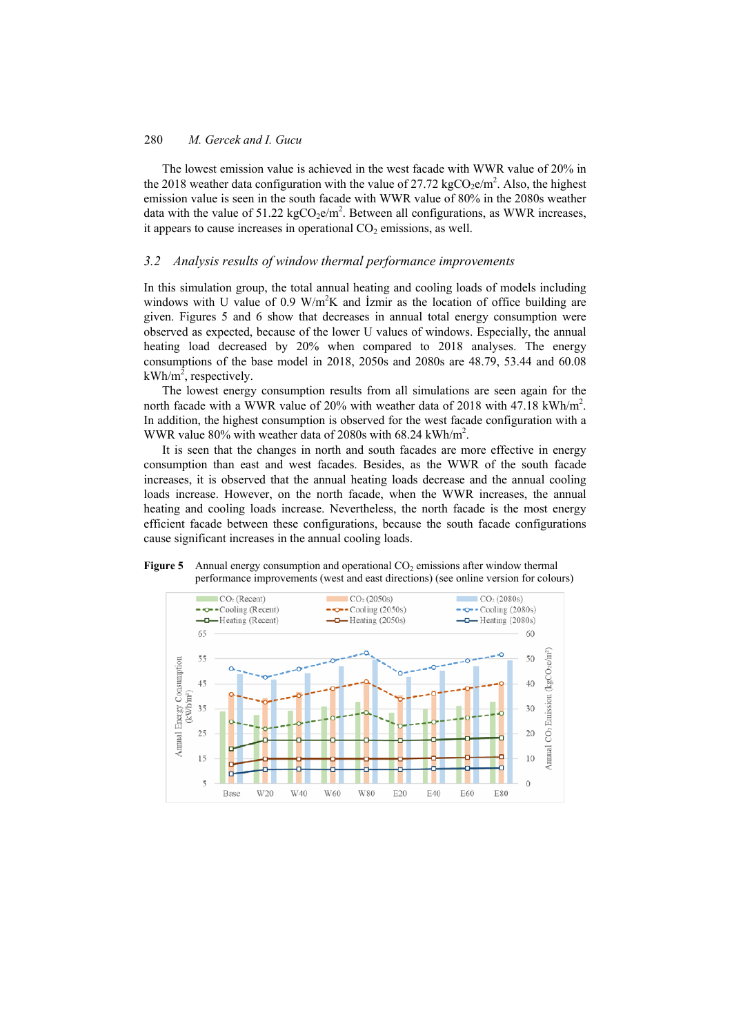The lowest emission value is achieved in the west facade with WWR value of 20% in the 2018 weather data configuration with the value of 27.72 $kgCO_2e/m^2$. Also, the highest emission value is seen in the south facade with WWR value of 80% in the 2080s weather data with the value of 51.22 $kgCO_2e/m^2$. Between all configurations, as WWR increases, it appears to cause increases in operational $CO_2$ emissions, as well.

### *3.2 Analysis results of window thermal performance improvements*

In this simulation group, the total annual heating and cooling loads of models including windows with U value of 0.9 $W/m^2K$ and İzmir as the location of office building are given. Figures 5 and 6 show that decreases in annual total energy consumption were observed as expected, because of the lower U values of windows. Especially, the annual heating load decreased by 20% when compared to 2018 analyses. The energy consumptions of the base model in 2018, 2050s and 2080s are 48.79, 53.44 and 60.08 $kWh/m^2$, respectively.

The lowest energy consumption results from all simulations are seen again for the north facade with a WWR value of 20% with weather data of 2018 with 47.18 $kWh/m^2$. In addition, the highest consumption is observed for the west facade configuration with a WWR value 80% with weather data of 2080s with 68.24 $kWh/m^2$.

It is seen that the changes in north and south facades are more effective in energy consumption than east and west facades. Besides, as the WWR of the south facade increases, it is observed that the annual heating loads decrease and the annual cooling loads increase. However, on the north facade, when the WWR increases, the annual heating and cooling loads increase. Nevertheless, the north facade is the most energy efficient facade between these configurations, because the south facade configurations cause significant increases in the annual cooling loads.

**Figure 5** Annual energy consumption and operational $CO_2$ emissions after window thermal performance improvements (west and east directions) (see online version for colours)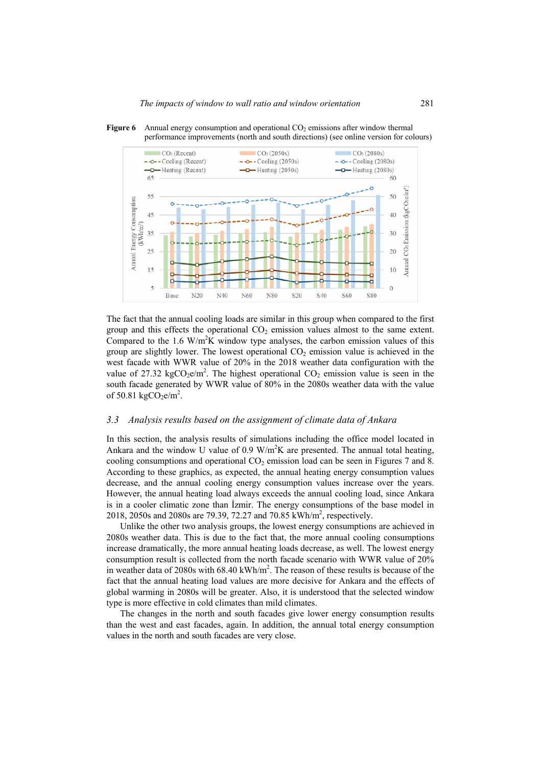**Figure 6** Annual energy consumption and operational $CO_2$ emissions after window thermal performance improvements (north and south directions) (see online version for colours)

The fact that the annual cooling loads are similar in this group when compared to the first group and this effects the operational $CO_2$ emission values almost to the same extent. Compared to the 1.6 W/m$^2$K window type analyses, the carbon emission values of this group are slightly lower. The lowest operational $CO_2$ emission value is achieved in the west facade with WWR value of 20% in the 2018 weather data configuration with the value of 27.32 kg$CO_2$e/m$^2$. The highest operational $CO_2$ emission value is seen in the south facade generated by WWR value of 80% in the 2080s weather data with the value of 50.81 kg$CO_2$e/m$^2$.

## *3.3 Analysis results based on the assignment of climate data of Ankara*

In this section, the analysis results of simulations including the office model located in Ankara and the window U value of 0.9 W/m$^2$K are presented. The annual total heating, cooling consumptions and operational $CO_2$ emission load can be seen in Figures 7 and 8. According to these graphics, as expected, the annual heating energy consumption values decrease, and the annual cooling energy consumption values increase over the years. However, the annual heating load always exceeds the annual cooling load, since Ankara is in a cooler climatic zone than İzmir. The energy consumptions of the base model in 2018, 2050s and 2080s are 79.39, 72.27 and 70.85 kWh/m$^2$, respectively.

Unlike the other two analysis groups, the lowest energy consumptions are achieved in 2080s weather data. This is due to the fact that, the more annual cooling consumptions increase dramatically, the more annual heating loads decrease, as well. The lowest energy consumption result is collected from the north facade scenario with WWR value of 20% in weather data of 2080s with 68.40 kWh/m$^2$. The reason of these results is because of the fact that the annual heating load values are more decisive for Ankara and the effects of global warming in 2080s will be greater. Also, it is understood that the selected window type is more effective in cold climates than mild climates.

The changes in the north and south facades give lower energy consumption results than the west and east facades, again. In addition, the annual total energy consumption values in the north and south facades are very close.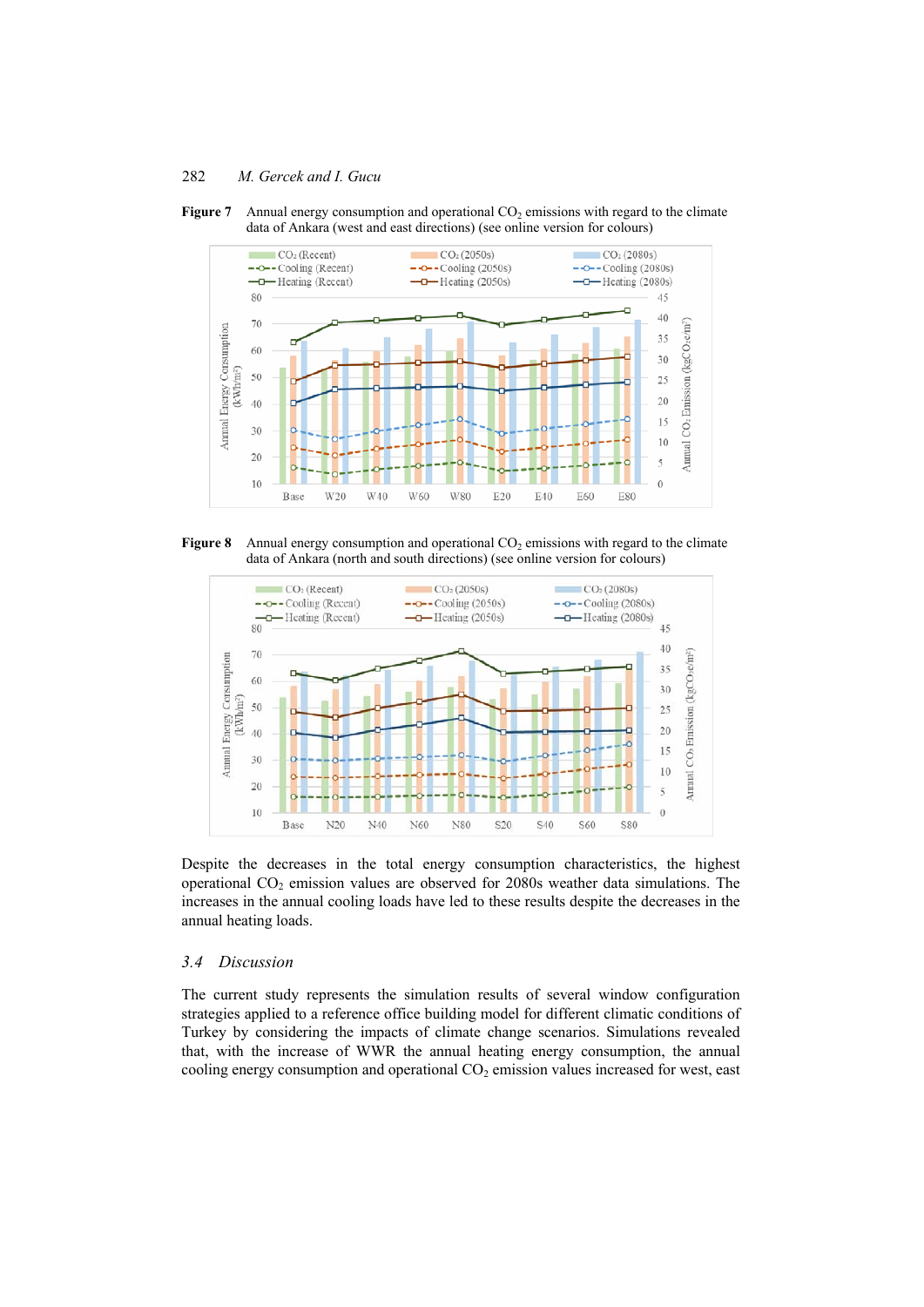**Figure 7** Annual energy consumption and operational $CO_2$ emissions with regard to the climate data of Ankara (west and east directions) (see online version for colours)

**Figure 8** Annual energy consumption and operational $CO_2$ emissions with regard to the climate data of Ankara (north and south directions) (see online version for colours)

Despite the decreases in the total energy consumption characteristics, the highest operational $CO_2$ emission values are observed for 2080s weather data simulations. The increases in the annual cooling loads have led to these results despite the decreases in the annual heating loads.

## 3.4 Discussion

The current study represents the simulation results of several window configuration strategies applied to a reference office building model for different climatic conditions of Turkey by considering the impacts of climate change scenarios. Simulations revealed that, with the increase of WWR the annual heating energy consumption, the annual cooling energy consumption and operational $CO_2$ emission values increased for west, east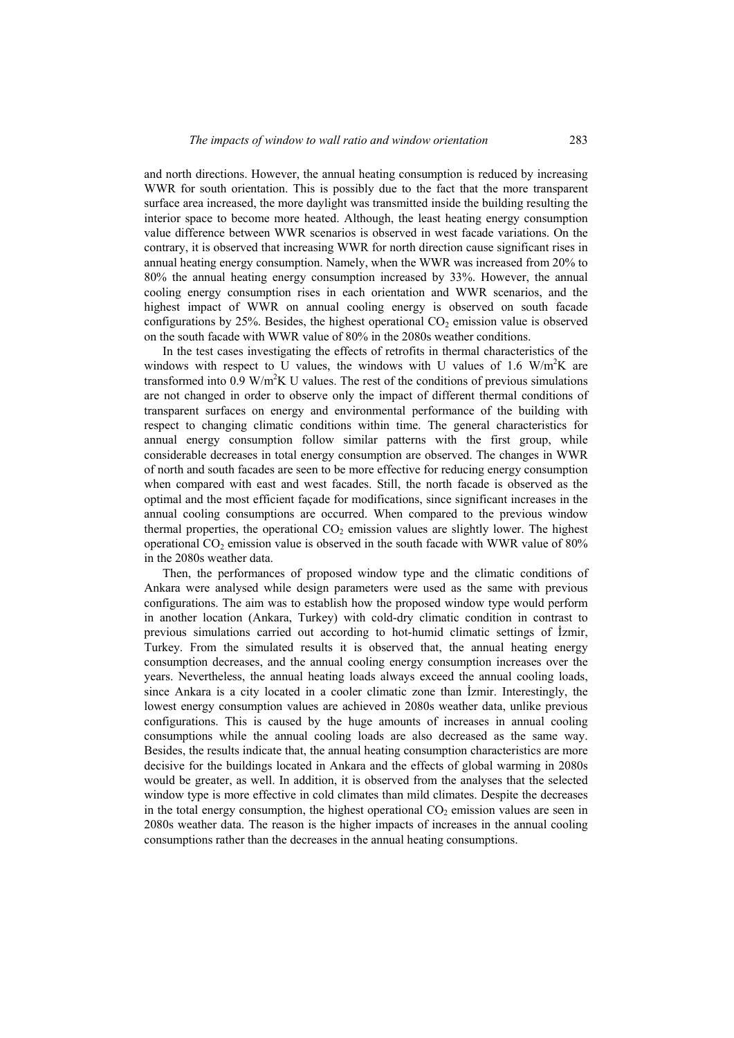and north directions. However, the annual heating consumption is reduced by increasing WWR for south orientation. This is possibly due to the fact that the more transparent surface area increased, the more daylight was transmitted inside the building resulting the interior space to become more heated. Although, the least heating energy consumption value difference between WWR scenarios is observed in west facade variations. On the contrary, it is observed that increasing WWR for north direction cause significant rises in annual heating energy consumption. Namely, when the WWR was increased from 20% to 80% the annual heating energy consumption increased by 33%. However, the annual cooling energy consumption rises in each orientation and WWR scenarios, and the highest impact of WWR on annual cooling energy is observed on south facade configurations by 25%. Besides, the highest operational $CO_2$ emission value is observed on the south facade with WWR value of 80% in the 2080s weather conditions.

In the test cases investigating the effects of retrofits in thermal characteristics of the windows with respect to U values, the windows with U values of 1.6 $W/m^2K$ are transformed into 0.9 $W/m^2K$ U values. The rest of the conditions of previous simulations are not changed in order to observe only the impact of different thermal conditions of transparent surfaces on energy and environmental performance of the building with respect to changing climatic conditions within time. The general characteristics for annual energy consumption follow similar patterns with the first group, while considerable decreases in total energy consumption are observed. The changes in WWR of north and south facades are seen to be more effective for reducing energy consumption when compared with east and west facades. Still, the north facade is observed as the optimal and the most efficient façade for modifications, since significant increases in the annual cooling consumptions are occurred. When compared to the previous window thermal properties, the operational $CO_2$ emission values are slightly lower. The highest operational $CO_2$ emission value is observed in the south facade with WWR value of 80% in the 2080s weather data.

Then, the performances of proposed window type and the climatic conditions of Ankara were analysed while design parameters were used as the same with previous configurations. The aim was to establish how the proposed window type would perform in another location (Ankara, Turkey) with cold-dry climatic condition in contrast to previous simulations carried out according to hot-humid climatic settings of İzmir, Turkey. From the simulated results it is observed that, the annual heating energy consumption decreases, and the annual cooling energy consumption increases over the years. Nevertheless, the annual heating loads always exceed the annual cooling loads, since Ankara is a city located in a cooler climatic zone than İzmir. Interestingly, the lowest energy consumption values are achieved in 2080s weather data, unlike previous configurations. This is caused by the huge amounts of increases in annual cooling consumptions while the annual cooling loads are also decreased as the same way. Besides, the results indicate that, the annual heating consumption characteristics are more decisive for the buildings located in Ankara and the effects of global warming in 2080s would be greater, as well. In addition, it is observed from the analyses that the selected window type is more effective in cold climates than mild climates. Despite the decreases in the total energy consumption, the highest operational $CO_2$ emission values are seen in 2080s weather data. The reason is the higher impacts of increases in the annual cooling consumptions rather than the decreases in the annual heating consumptions.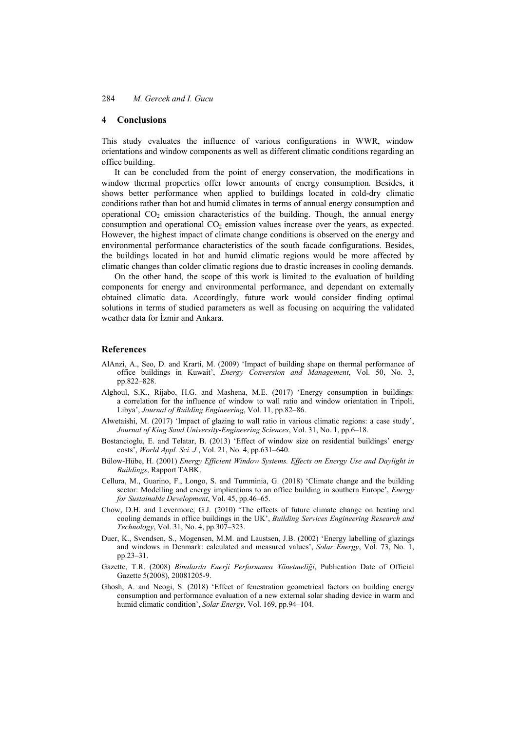## 4 Conclusions

This study evaluates the influence of various configurations in WWR, window orientations and window components as well as different climatic conditions regarding an office building.

It can be concluded from the point of energy conservation, the modifications in window thermal properties offer lower amounts of energy consumption. Besides, it shows better performance when applied to buildings located in cold-dry climatic conditions rather than hot and humid climates in terms of annual energy consumption and operational $CO_2$ emission characteristics of the building. Though, the annual energy consumption and operational $CO_2$ emission values increase over the years, as expected. However, the highest impact of climate change conditions is observed on the energy and environmental performance characteristics of the south facade configurations. Besides, the buildings located in hot and humid climatic regions would be more affected by climatic changes than colder climatic regions due to drastic increases in cooling demands.

On the other hand, the scope of this work is limited to the evaluation of building components for energy and environmental performance, and dependant on externally obtained climatic data. Accordingly, future work would consider finding optimal solutions in terms of studied parameters as well as focusing on acquiring the validated weather data for İzmir and Ankara.

## References

AlAnzi, A., Seo, D. and Krarti, M. (2009) 'Impact of building shape on thermal performance of office buildings in Kuwait', *Energy Conversion and Management*, Vol. 50, No. 3, pp.822–828.

Alghoul, S.K., Rijabo, H.G. and Mashena, M.E. (2017) 'Energy consumption in buildings: a correlation for the influence of window to wall ratio and window orientation in Tripoli, Libya', *Journal of Building Engineering*, Vol. 11, pp.82–86.

Alwetaishi, M. (2017) 'Impact of glazing to wall ratio in various climatic regions: a case study', *Journal of King Saud University-Engineering Sciences*, Vol. 31, No. 1, pp.6–18.

Bostancioglu, E. and Telatar, B. (2013) 'Effect of window size on residential buildings' energy costs', *World Appl. Sci. J.*, Vol. 21, No. 4, pp.631–640.

Bülow-Hübe, H. (2001) *Energy Efficient Window Systems. Effects on Energy Use and Daylight in Buildings*, Rapport TABK.

Cellura, M., Guarino, F., Longo, S. and Tumminia, G. (2018) 'Climate change and the building sector: Modelling and energy implications to an office building in southern Europe', *Energy for Sustainable Development*, Vol. 45, pp.46–65.

Chow, D.H. and Levermore, G.J. (2010) 'The effects of future climate change on heating and cooling demands in office buildings in the UK', *Building Services Engineering Research and Technology*, Vol. 31, No. 4, pp.307–323.

Duer, K., Svendsen, S., Mogensen, M.M. and Laustsen, J.B. (2002) 'Energy labelling of glazings and windows in Denmark: calculated and measured values', *Solar Energy*, Vol. 73, No. 1, pp.23–31.

Gazette, T.R. (2008) *Binalarda Enerji Performansı Yönetmeliği*, Publication Date of Official Gazette 5(2008), 20081205-9.

Ghosh, A. and Neogi, S. (2018) 'Effect of fenestration geometrical factors on building energy consumption and performance evaluation of a new external solar shading device in warm and humid climatic condition', *Solar Energy*, Vol. 169, pp.94–104.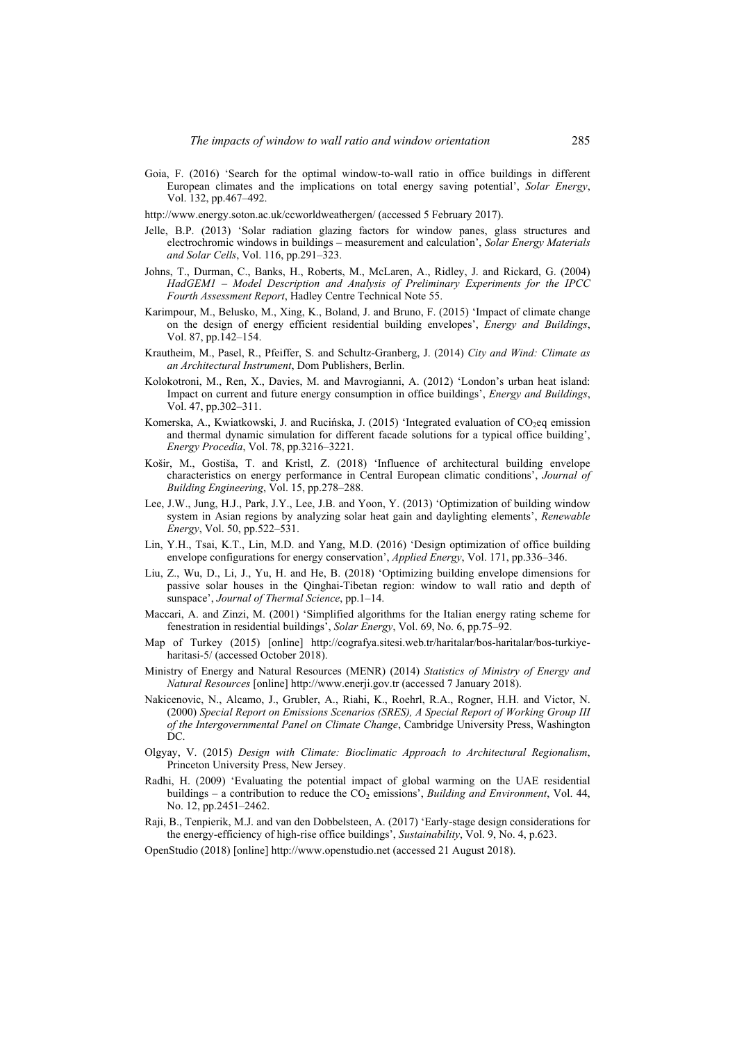Goia, F. (2016) 'Search for the optimal window-to-wall ratio in office buildings in different European climates and the implications on total energy saving potential', *Solar Energy*, Vol. 132, pp.467–492.

http://www.energy.soton.ac.uk/ccworldweathergen/ (accessed 5 February 2017).

Jelle, B.P. (2013) 'Solar radiation glazing factors for window panes, glass structures and electrochromic windows in buildings – measurement and calculation', *Solar Energy Materials and Solar Cells*, Vol. 116, pp.291–323.

Johns, T., Durman, C., Banks, H., Roberts, M., McLaren, A., Ridley, J. and Rickard, G. (2004) *HadGEM1 – Model Description and Analysis of Preliminary Experiments for the IPCC Fourth Assessment Report*, Hadley Centre Technical Note 55.

Karimpour, M., Belusko, M., Xing, K., Boland, J. and Bruno, F. (2015) 'Impact of climate change on the design of energy efficient residential building envelopes', *Energy and Buildings*, Vol. 87, pp.142–154.

Krautheim, M., Pasel, R., Pfeiffer, S. and Schultz-Granberg, J. (2014) *City and Wind: Climate as an Architectural Instrument*, Dom Publishers, Berlin.

Kolokotroni, M., Ren, X., Davies, M. and Mavrogianni, A. (2012) 'London's urban heat island: Impact on current and future energy consumption in office buildings', *Energy and Buildings*, Vol. 47, pp.302–311.

Komerska, A., Kwiatkowski, J. and Rucińska, J. (2015) 'Integrated evaluation of $CO_2$eq emission and thermal dynamic simulation for different facade solutions for a typical office building', *Energy Procedia*, Vol. 78, pp.3216–3221.

Košir, M., Gostiša, T. and Kristl, Z. (2018) 'Influence of architectural building envelope characteristics on energy performance in Central European climatic conditions', *Journal of Building Engineering*, Vol. 15, pp.278–288.

Lee, J.W., Jung, H.J., Park, J.Y., Lee, J.B. and Yoon, Y. (2013) 'Optimization of building window system in Asian regions by analyzing solar heat gain and daylighting elements', *Renewable Energy*, Vol. 50, pp.522–531.

Lin, Y.H., Tsai, K.T., Lin, M.D. and Yang, M.D. (2016) 'Design optimization of office building envelope configurations for energy conservation', *Applied Energy*, Vol. 171, pp.336–346.

Liu, Z., Wu, D., Li, J., Yu, H. and He, B. (2018) 'Optimizing building envelope dimensions for passive solar houses in the Qinghai-Tibetan region: window to wall ratio and depth of sunspace', *Journal of Thermal Science*, pp.1–14.

Maccari, A. and Zinzi, M. (2001) 'Simplified algorithms for the Italian energy rating scheme for fenestration in residential buildings', *Solar Energy*, Vol. 69, No. 6, pp.75–92.

Map of Turkey (2015) [online] http://cografya.sitesi.web.tr/haritalar/bos-haritalar/bos-turkiye-haritasi-5/ (accessed October 2018).

Ministry of Energy and Natural Resources (MENR) (2014) *Statistics of Ministry of Energy and Natural Resources* [online] http://www.enerji.gov.tr (accessed 7 January 2018).

Nakicenovic, N., Alcamo, J., Grubler, A., Riahi, K., Roehrl, R.A., Rogner, H.H. and Victor, N. (2000) *Special Report on Emissions Scenarios (SRES), A Special Report of Working Group III of the Intergovernmental Panel on Climate Change*, Cambridge University Press, Washington DC.

Olgyay, V. (2015) *Design with Climate: Bioclimatic Approach to Architectural Regionalism*, Princeton University Press, New Jersey.

Radhi, H. (2009) 'Evaluating the potential impact of global warming on the UAE residential buildings – a contribution to reduce the $CO_2$ emissions', *Building and Environment*, Vol. 44, No. 12, pp.2451–2462.

Raji, B., Tenpierik, M.J. and van den Dobbelsteen, A. (2017) 'Early-stage design considerations for the energy-efficiency of high-rise office buildings', *Sustainability*, Vol. 9, No. 4, p.623.

OpenStudio (2018) [online] http://www.openstudio.net (accessed 21 August 2018).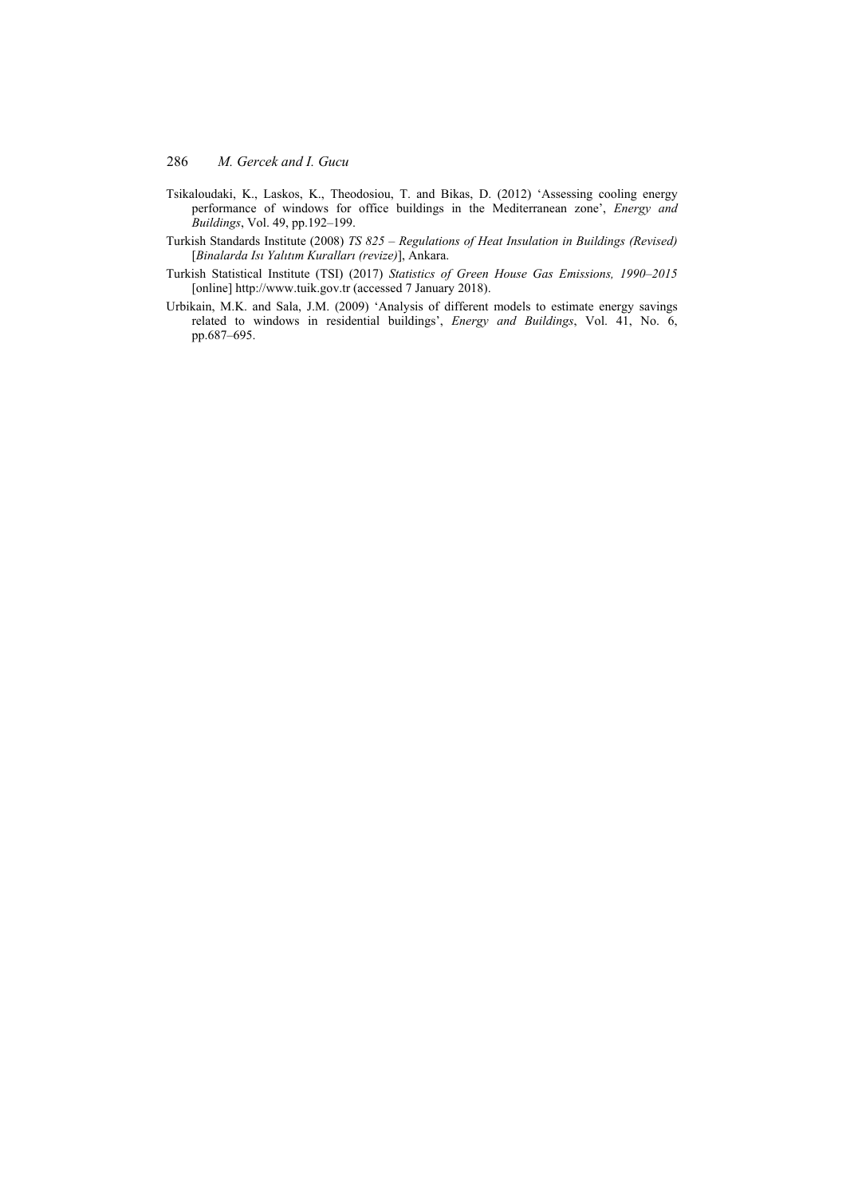Tsikaloudaki, K., Laskos, K., Theodosiou, T. and Bikas, D. (2012) 'Assessing cooling energy performance of windows for office buildings in the Mediterranean zone', *Energy and Buildings*, Vol. 49, pp.192–199.

Turkish Standards Institute (2008) *TS 825 – Regulations of Heat Insulation in Buildings (Revised)* [*Binalarda Isı Yalıtım Kuralları (revize)*], Ankara.

Turkish Statistical Institute (TSI) (2017) *Statistics of Green House Gas Emissions, 1990–2015* [online] http://www.tuik.gov.tr (accessed 7 January 2018).

Urbikain, M.K. and Sala, J.M. (2009) 'Analysis of different models to estimate energy savings related to windows in residential buildings', *Energy and Buildings*, Vol. 41, No. 6, pp.687–695.